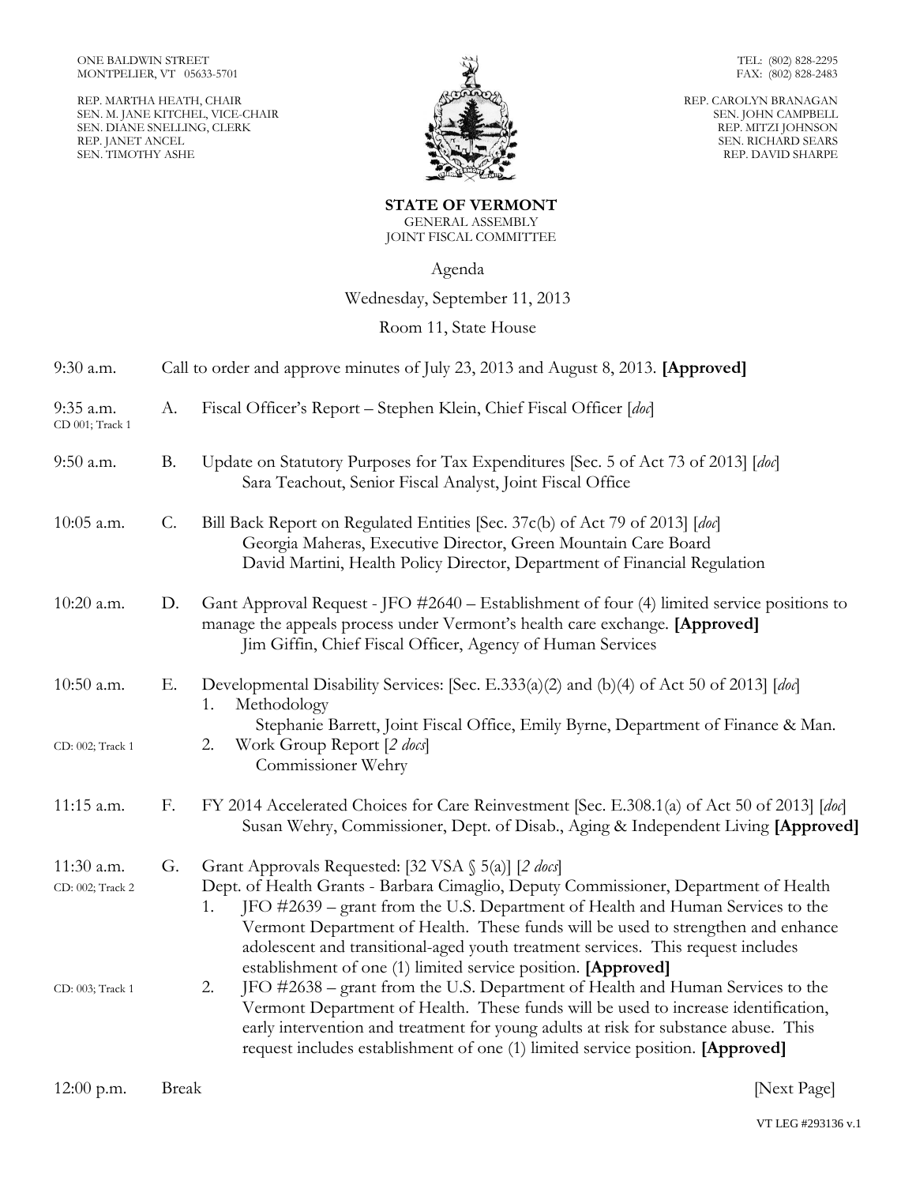ONE BALDWIN STREET
MONTPELIER, VT 05633-5701

TEL: (802) 828-2295
FAX: (802) 828-2483

REP. MARTHA HEATH, CHAIR
SEN. M. JANE KITCHEL, VICE-CHAIR
SEN. DIANE SNELLING, CLERK
REP. JANET ANCEL
SEN. TIMOTHY ASHE

REP. CAROLYN BRANAGAN
SEN. JOHN CAMPBELL
REP. MITZI JOHNSON
SEN. RICHARD SEARS
REP. DAVID SHARPE

**STATE OF VERMONT**
GENERAL ASSEMBLY
JOINT FISCAL COMMITTEE

Agenda

Wednesday, September 11, 2013

Room 11, State House

9:30 a.m. Call to order and approve minutes of July 23, 2013 and August 8, 2013. **[Approved]**

9:35 a.m. (CD 001; Track 1) A. Fiscal Officer's Report – Stephen Klein, Chief Fiscal Officer [*doc*]

9:50 a.m. B. Update on Statutory Purposes for Tax Expenditures [Sec. 5 of Act 73 of 2013] [*doc*]
Sara Teachout, Senior Fiscal Analyst, Joint Fiscal Office

10:05 a.m. C. Bill Back Report on Regulated Entities [Sec. 37c(b) of Act 79 of 2013] [*doc*]
Georgia Maheras, Executive Director, Green Mountain Care Board
David Martini, Health Policy Director, Department of Financial Regulation

10:20 a.m. D. Gant Approval Request - JFO #2640 – Establishment of four (4) limited service positions to manage the appeals process under Vermont's health care exchange. **[Approved]**
Jim Giffin, Chief Fiscal Officer, Agency of Human Services

10:50 a.m. E. Developmental Disability Services: [Sec. E.333(a)(2) and (b)(4) of Act 50 of 2013] [*doc*]
1. Methodology
Stephanie Barrett, Joint Fiscal Office, Emily Byrne, Department of Finance & Man.
(CD: 002; Track 1) 2. Work Group Report [*2 docs*]
Commissioner Wehry

11:15 a.m. F. FY 2014 Accelerated Choices for Care Reinvestment [Sec. E.308.1(a) of Act 50 of 2013] [*doc*]
Susan Wehry, Commissioner, Dept. of Disab., Aging & Independent Living **[Approved]**

11:30 a.m. (CD: 002; Track 2) G. Grant Approvals Requested: [32 VSA § 5(a)] [*2 docs*]
Dept. of Health Grants - Barbara Cimaglio, Deputy Commissioner, Department of Health
1. JFO #2639 – grant from the U.S. Department of Health and Human Services to the Vermont Department of Health. These funds will be used to strengthen and enhance adolescent and transitional-aged youth treatment services. This request includes establishment of one (1) limited service position. **[Approved]**
(CD: 003; Track 1) 2. JFO #2638 – grant from the U.S. Department of Health and Human Services to the Vermont Department of Health. These funds will be used to increase identification, early intervention and treatment for young adults at risk for substance abuse. This request includes establishment of one (1) limited service position. **[Approved]**

12:00 p.m. Break [Next Page]

VT LEG #293136 v.1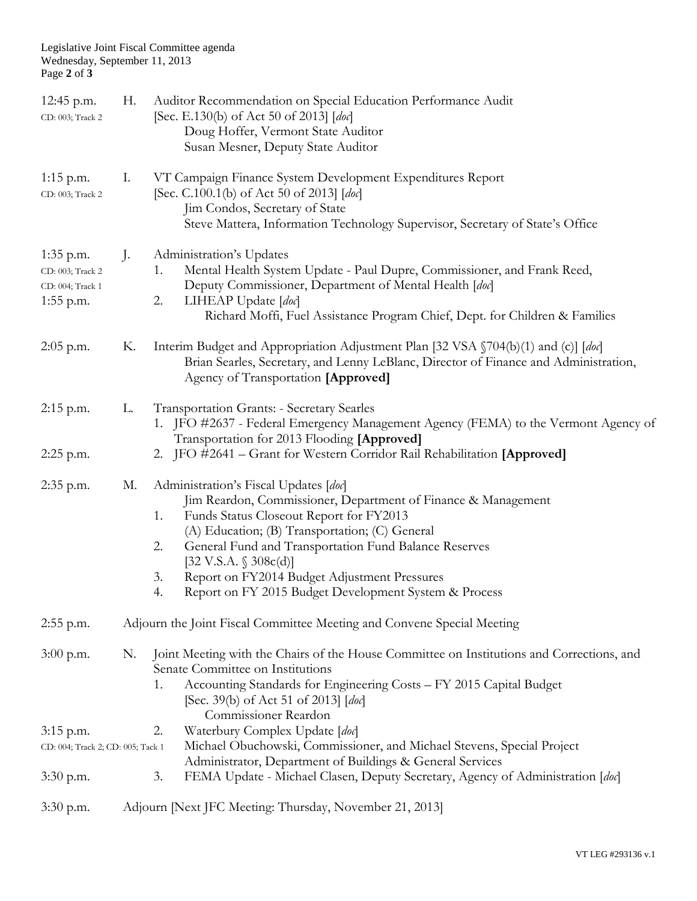| | | |
|---|---|---|
| 12:45 p.m.<br>CD: 003; Track 2 | H. | Auditor Recommendation on Special Education Performance Audit<br>[Sec. E.130(b) of Act 50 of 2013] [*doc*]<br>Doug Hoffer, Vermont State Auditor<br>Susan Mesner, Deputy State Auditor |
| 1:15 p.m.<br>CD: 003; Track 2 | I. | VT Campaign Finance System Development Expenditures Report<br>[Sec. C.100.1(b) of Act 50 of 2013] [*doc*]<br>Jim Condos, Secretary of State<br>Steve Mattera, Information Technology Supervisor, Secretary of State's Office |
| 1:35 p.m.<br>CD: 003; Track 2<br>CD: 004; Track 1 | J. | Administration's Updates<br>1. Mental Health System Update - Paul Dupre, Commissioner, and Frank Reed, Deputy Commissioner, Department of Mental Health [*doc*] |
| 1:55 p.m. | | 2. LIHEAP Update [*doc*]<br>Richard Moffi, Fuel Assistance Program Chief, Dept. for Children & Families |
| 2:05 p.m. | K. | Interim Budget and Appropriation Adjustment Plan [32 VSA §704(b)(1) and (c)] [*doc*]<br>Brian Searles, Secretary, and Lenny LeBlanc, Director of Finance and Administration, Agency of Transportation **[Approved]** |
| 2:15 p.m. | L. | Transportation Grants: - Secretary Searles<br>1. JFO #2637 - Federal Emergency Management Agency (FEMA) to the Vermont Agency of Transportation for 2013 Flooding **[Approved]** |
| 2:25 p.m. | | 2. JFO #2641 – Grant for Western Corridor Rail Rehabilitation **[Approved]** |
| 2:35 p.m. | M. | Administration's Fiscal Updates [*doc*]<br>Jim Reardon, Commissioner, Department of Finance & Management<br>1. Funds Status Closeout Report for FY2013<br>(A) Education; (B) Transportation; (C) General<br>2. General Fund and Transportation Fund Balance Reserves<br>[32 V.S.A. § 308c(d)]<br>3. Report on FY2014 Budget Adjustment Pressures<br>4. Report on FY 2015 Budget Development System & Process |
| 2:55 p.m. | | Adjourn the Joint Fiscal Committee Meeting and Convene Special Meeting |
| 3:00 p.m. | N. | Joint Meeting with the Chairs of the House Committee on Institutions and Corrections, and Senate Committee on Institutions<br>1. Accounting Standards for Engineering Costs – FY 2015 Capital Budget<br>[Sec. 39(b) of Act 51 of 2013] [*doc*]<br>Commissioner Reardon |
| 3:15 p.m.<br>CD: 004; Track 2; CD: 005; Tack 1 | | 2. Waterbury Complex Update [*doc*]<br>Michael Obuchowski, Commissioner, and Michael Stevens, Special Project Administrator, Department of Buildings & General Services |
| 3:30 p.m. | | 3. FEMA Update - Michael Clasen, Deputy Secretary, Agency of Administration [*doc*] |
| 3:30 p.m. | | Adjourn [Next JFC Meeting: Thursday, November 21, 2013] |

VT LEG #293136 v.1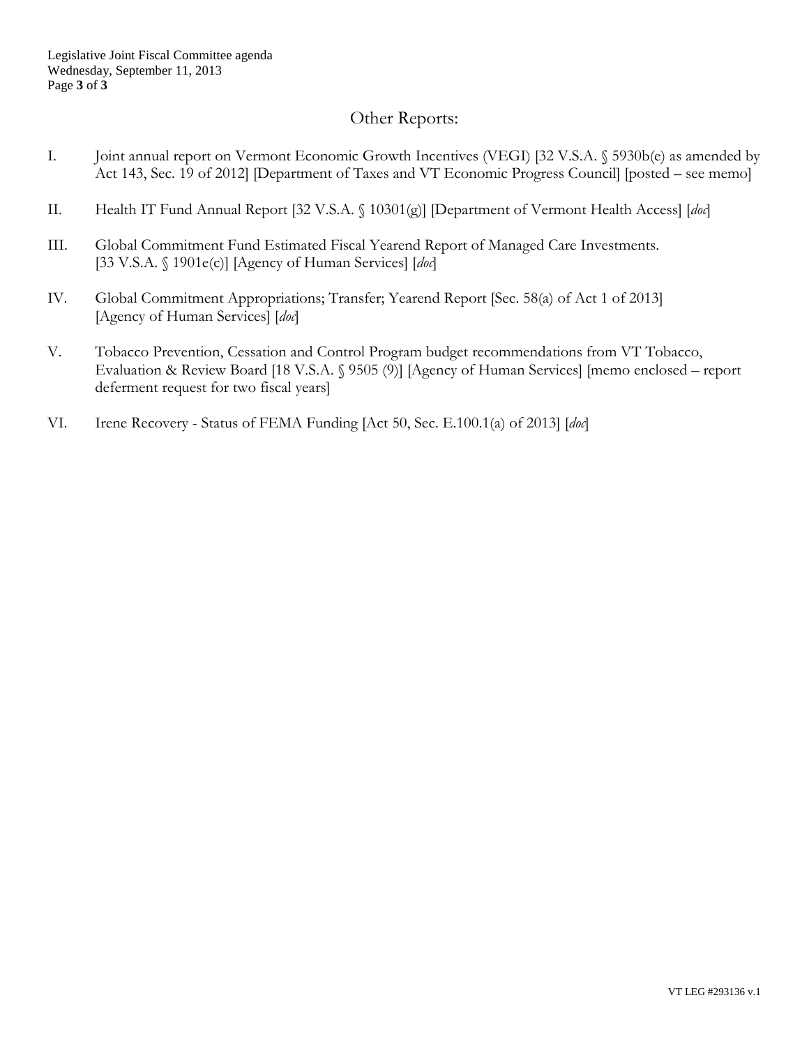## Other Reports:

I. Joint annual report on Vermont Economic Growth Incentives (VEGI) [32 V.S.A. § 5930b(e) as amended by Act 143, Sec. 19 of 2012] [Department of Taxes and VT Economic Progress Council] [posted – see memo]

II. Health IT Fund Annual Report [32 V.S.A. § 10301(g)] [Department of Vermont Health Access] [*doc*]

III. Global Commitment Fund Estimated Fiscal Yearend Report of Managed Care Investments. [33 V.S.A. § 1901e(c)] [Agency of Human Services] [*doc*]

IV. Global Commitment Appropriations; Transfer; Yearend Report [Sec. 58(a) of Act 1 of 2013] [Agency of Human Services] [*doc*]

V. Tobacco Prevention, Cessation and Control Program budget recommendations from VT Tobacco, Evaluation & Review Board [18 V.S.A. § 9505 (9)] [Agency of Human Services] [memo enclosed – report deferment request for two fiscal years]

VI. Irene Recovery - Status of FEMA Funding [Act 50, Sec. E.100.1(a) of 2013] [*doc*]

VT LEG #293136 v.1